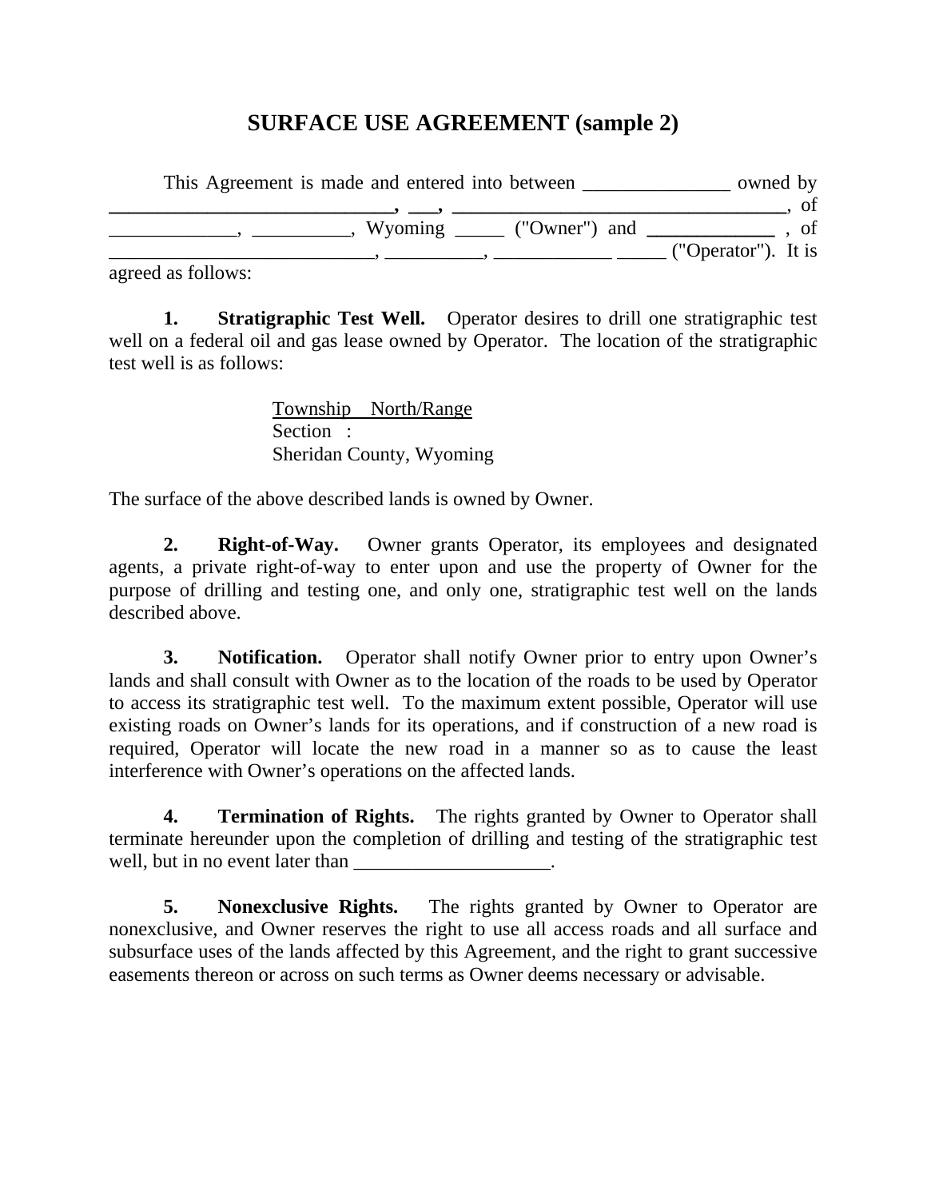# SURFACE USE AGREEMENT (sample 2)

This Agreement is made and entered into between _______________ owned by **______________________________, ___, ___________________________________**, of _____________, __________, Wyoming _____ ("Owner") and **_____________** , of ___________________________, __________, ____________ _____ ("Operator"). It is agreed as follows:

**1. Stratigraphic Test Well.** Operator desires to drill one stratigraphic test well on a federal oil and gas lease owned by Operator. The location of the stratigraphic test well is as follows:

> Township North/Range
> Section :
> Sheridan County, Wyoming

The surface of the above described lands is owned by Owner.

**2. Right-of-Way.** Owner grants Operator, its employees and designated agents, a private right-of-way to enter upon and use the property of Owner for the purpose of drilling and testing one, and only one, stratigraphic test well on the lands described above.

**3. Notification.** Operator shall notify Owner prior to entry upon Owner's lands and shall consult with Owner as to the location of the roads to be used by Operator to access its stratigraphic test well. To the maximum extent possible, Operator will use existing roads on Owner's lands for its operations, and if construction of a new road is required, Operator will locate the new road in a manner so as to cause the least interference with Owner's operations on the affected lands.

**4. Termination of Rights.** The rights granted by Owner to Operator shall terminate hereunder upon the completion of drilling and testing of the stratigraphic test well, but in no event later than ____________________.

**5. Nonexclusive Rights.** The rights granted by Owner to Operator are nonexclusive, and Owner reserves the right to use all access roads and all surface and subsurface uses of the lands affected by this Agreement, and the right to grant successive easements thereon or across on such terms as Owner deems necessary or advisable.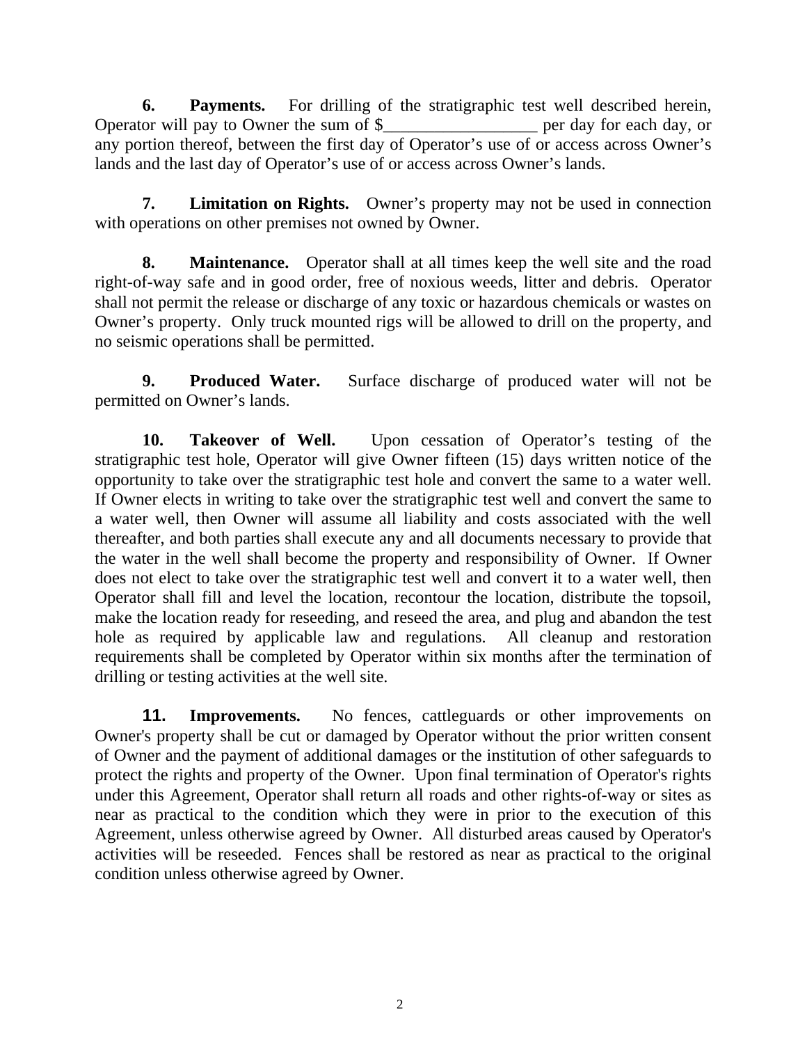**6. Payments.** For drilling of the stratigraphic test well described herein, Operator will pay to Owner the sum of $__________________ per day for each day, or any portion thereof, between the first day of Operator's use of or access across Owner's lands and the last day of Operator's use of or access across Owner's lands.

**7. Limitation on Rights.** Owner's property may not be used in connection with operations on other premises not owned by Owner.

**8. Maintenance.** Operator shall at all times keep the well site and the road right-of-way safe and in good order, free of noxious weeds, litter and debris. Operator shall not permit the release or discharge of any toxic or hazardous chemicals or wastes on Owner's property. Only truck mounted rigs will be allowed to drill on the property, and no seismic operations shall be permitted.

**9. Produced Water.** Surface discharge of produced water will not be permitted on Owner's lands.

**10. Takeover of Well.** Upon cessation of Operator's testing of the stratigraphic test hole, Operator will give Owner fifteen (15) days written notice of the opportunity to take over the stratigraphic test hole and convert the same to a water well. If Owner elects in writing to take over the stratigraphic test well and convert the same to a water well, then Owner will assume all liability and costs associated with the well thereafter, and both parties shall execute any and all documents necessary to provide that the water in the well shall become the property and responsibility of Owner. If Owner does not elect to take over the stratigraphic test well and convert it to a water well, then Operator shall fill and level the location, recontour the location, distribute the topsoil, make the location ready for reseeding, and reseed the area, and plug and abandon the test hole as required by applicable law and regulations. All cleanup and restoration requirements shall be completed by Operator within six months after the termination of drilling or testing activities at the well site.

**11. Improvements.** No fences, cattleguards or other improvements on Owner's property shall be cut or damaged by Operator without the prior written consent of Owner and the payment of additional damages or the institution of other safeguards to protect the rights and property of the Owner. Upon final termination of Operator's rights under this Agreement, Operator shall return all roads and other rights-of-way or sites as near as practical to the condition which they were in prior to the execution of this Agreement, unless otherwise agreed by Owner. All disturbed areas caused by Operator's activities will be reseeded. Fences shall be restored as near as practical to the original condition unless otherwise agreed by Owner.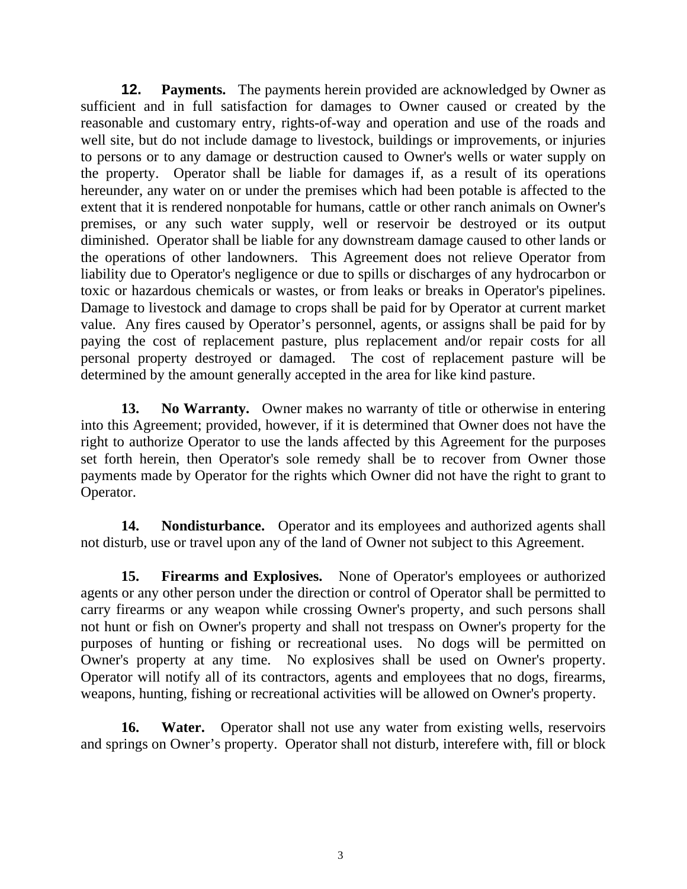**12. Payments.** The payments herein provided are acknowledged by Owner as sufficient and in full satisfaction for damages to Owner caused or created by the reasonable and customary entry, rights-of-way and operation and use of the roads and well site, but do not include damage to livestock, buildings or improvements, or injuries to persons or to any damage or destruction caused to Owner's wells or water supply on the property. Operator shall be liable for damages if, as a result of its operations hereunder, any water on or under the premises which had been potable is affected to the extent that it is rendered nonpotable for humans, cattle or other ranch animals on Owner's premises, or any such water supply, well or reservoir be destroyed or its output diminished. Operator shall be liable for any downstream damage caused to other lands or the operations of other landowners. This Agreement does not relieve Operator from liability due to Operator's negligence or due to spills or discharges of any hydrocarbon or toxic or hazardous chemicals or wastes, or from leaks or breaks in Operator's pipelines. Damage to livestock and damage to crops shall be paid for by Operator at current market value. Any fires caused by Operator's personnel, agents, or assigns shall be paid for by paying the cost of replacement pasture, plus replacement and/or repair costs for all personal property destroyed or damaged. The cost of replacement pasture will be determined by the amount generally accepted in the area for like kind pasture.

**13. No Warranty.** Owner makes no warranty of title or otherwise in entering into this Agreement; provided, however, if it is determined that Owner does not have the right to authorize Operator to use the lands affected by this Agreement for the purposes set forth herein, then Operator's sole remedy shall be to recover from Owner those payments made by Operator for the rights which Owner did not have the right to grant to Operator.

**14. Nondisturbance.** Operator and its employees and authorized agents shall not disturb, use or travel upon any of the land of Owner not subject to this Agreement.

**15. Firearms and Explosives.** None of Operator's employees or authorized agents or any other person under the direction or control of Operator shall be permitted to carry firearms or any weapon while crossing Owner's property, and such persons shall not hunt or fish on Owner's property and shall not trespass on Owner's property for the purposes of hunting or fishing or recreational uses. No dogs will be permitted on Owner's property at any time. No explosives shall be used on Owner's property. Operator will notify all of its contractors, agents and employees that no dogs, firearms, weapons, hunting, fishing or recreational activities will be allowed on Owner's property.

**16. Water.** Operator shall not use any water from existing wells, reservoirs and springs on Owner's property. Operator shall not disturb, interefere with, fill or block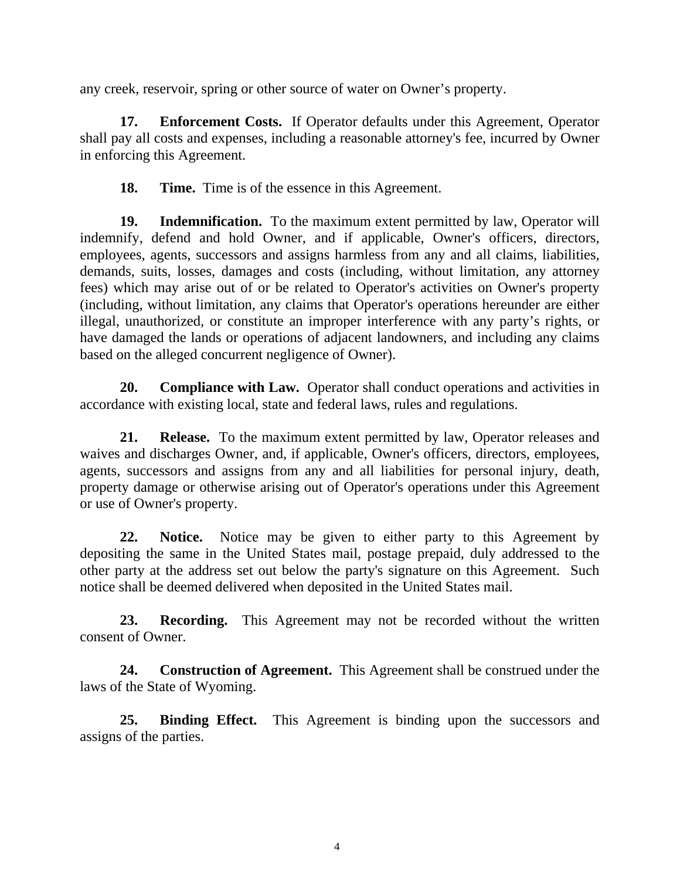any creek, reservoir, spring or other source of water on Owner's property.

**17. Enforcement Costs.** If Operator defaults under this Agreement, Operator shall pay all costs and expenses, including a reasonable attorney's fee, incurred by Owner in enforcing this Agreement.

**18. Time.** Time is of the essence in this Agreement.

**19. Indemnification.** To the maximum extent permitted by law, Operator will indemnify, defend and hold Owner, and if applicable, Owner's officers, directors, employees, agents, successors and assigns harmless from any and all claims, liabilities, demands, suits, losses, damages and costs (including, without limitation, any attorney fees) which may arise out of or be related to Operator's activities on Owner's property (including, without limitation, any claims that Operator's operations hereunder are either illegal, unauthorized, or constitute an improper interference with any party's rights, or have damaged the lands or operations of adjacent landowners, and including any claims based on the alleged concurrent negligence of Owner).

**20. Compliance with Law.** Operator shall conduct operations and activities in accordance with existing local, state and federal laws, rules and regulations.

**21. Release.** To the maximum extent permitted by law, Operator releases and waives and discharges Owner, and, if applicable, Owner's officers, directors, employees, agents, successors and assigns from any and all liabilities for personal injury, death, property damage or otherwise arising out of Operator's operations under this Agreement or use of Owner's property.

**22. Notice.** Notice may be given to either party to this Agreement by depositing the same in the United States mail, postage prepaid, duly addressed to the other party at the address set out below the party's signature on this Agreement. Such notice shall be deemed delivered when deposited in the United States mail.

**23. Recording.** This Agreement may not be recorded without the written consent of Owner.

**24. Construction of Agreement.** This Agreement shall be construed under the laws of the State of Wyoming.

**25. Binding Effect.** This Agreement is binding upon the successors and assigns of the parties.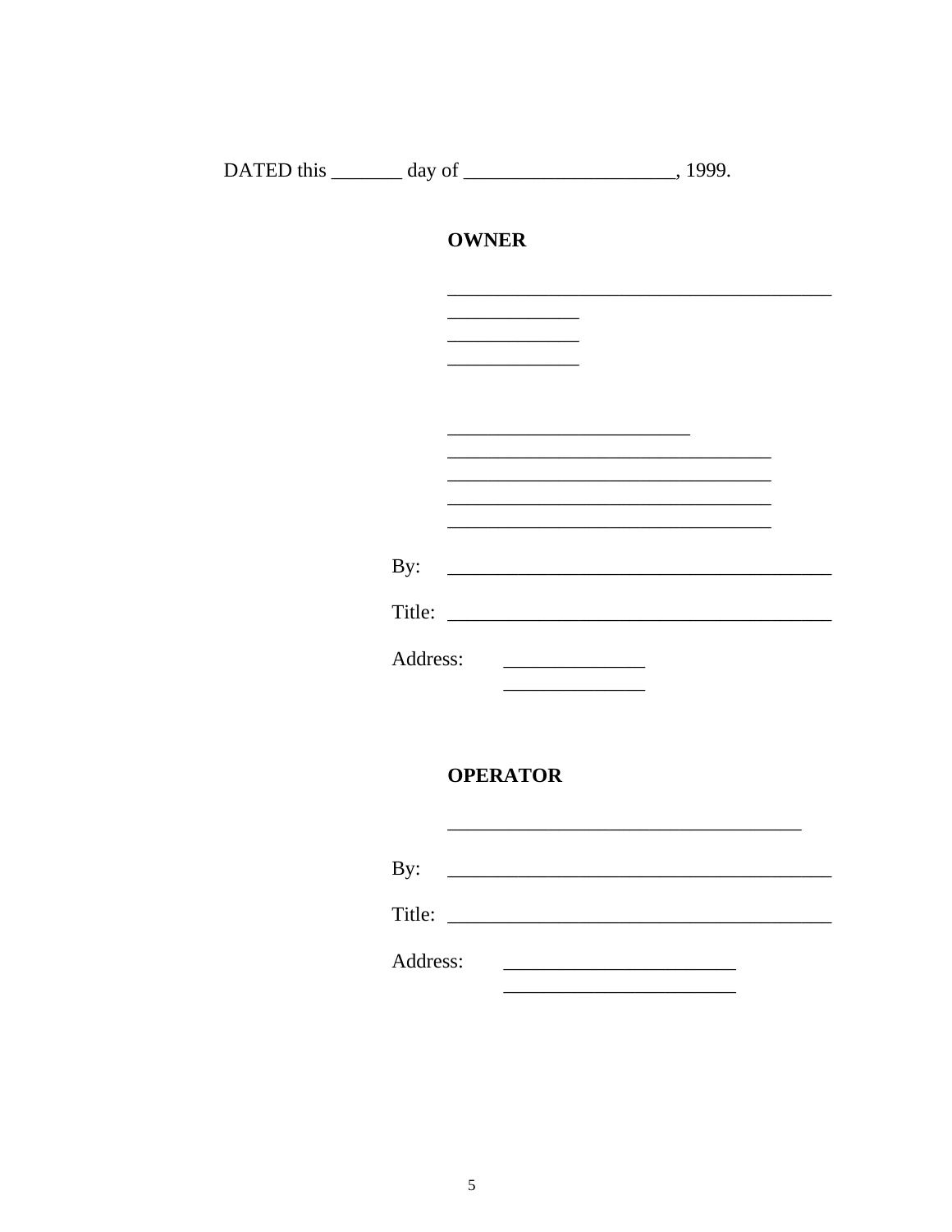DATED this _______ day of _____________________, 1999.

**OWNER**

_______________________________________
_____________
_____________
_____________

________________________
________________________________
________________________________
________________________________
________________________________

By: _______________________________________

Title: _______________________________________

Address: ______________
______________

**OPERATOR**

___________________________________

By: _______________________________________

Title: _______________________________________

Address: _______________________
_______________________